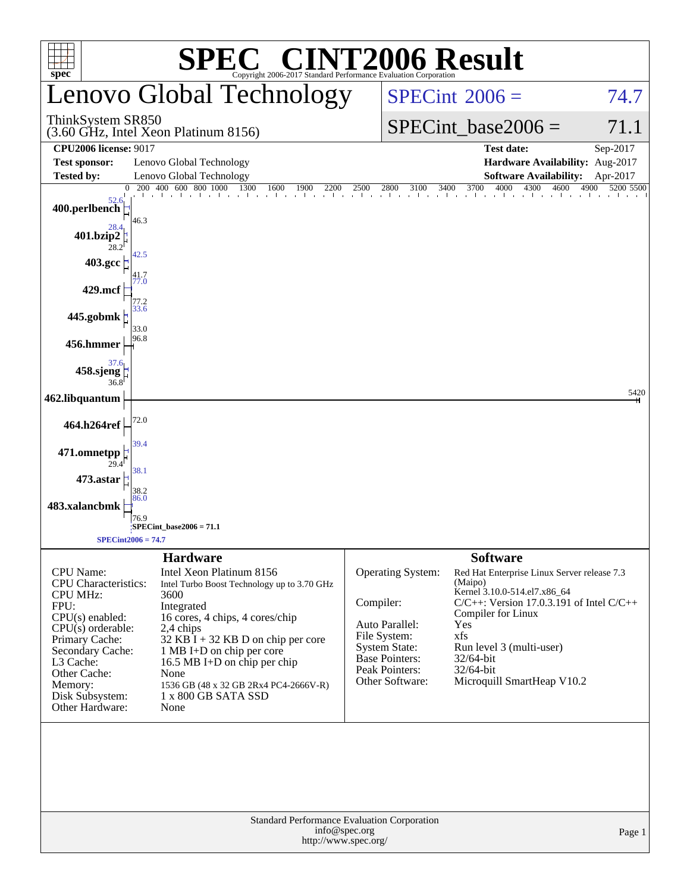# SPEC® CINT2006 Result

Copyright 2006-2017 Standard Performance Evaluation Corporation

## Lenovo Global Technology

ThinkSystem SR850
(3.60 GHz, Intel Xeon Platinum 8156)

SPECint_2006 = 74.7

SPECint_base2006 = 71.1

| | | | |
|---|---|---|---|
| **CPU2006 license:** 9017 | | **Test date:** | Sep-2017 |
| **Test sponsor:** | Lenovo Global Technology | **Hardware Availability:** | Aug-2017 |
| **Tested by:** | Lenovo Global Technology | **Software Availability:** | Apr-2017 |

| Benchmark | Peak | Base |
|---|---|---|
| 400.perlbench | 52.6 | 46.3 |
| 401.bzip2 | 28.4 | 28.2 |
| 403.gcc | 42.5 | 41.7 |
| 429.mcf | 77.0 | 77.2 |
| 445.gobmk | 33.6 | 33.0 |
| 456.hmmer | 96.8 | 96.8 |
| 458.sjeng | 37.6 | 36.8 |
| 462.libquantum | 5420 | 5420 |
| 464.h264ref | 72.0 | 72.0 |
| 471.omnetpp | 39.4 | 29.4 |
| 473.astar | 38.1 | 38.2 |
| 483.xalancbmk | 86.0 | 76.9 |

SPECint_base2006 = 71.1

SPECint2006 = 74.7

## Hardware

| | |
|---|---|
| CPU Name: | Intel Xeon Platinum 8156 |
| CPU Characteristics: | Intel Turbo Boost Technology up to 3.70 GHz |
| CPU MHz: | 3600 |
| FPU: | Integrated |
| CPU(s) enabled: | 16 cores, 4 chips, 4 cores/chip |
| CPU(s) orderable: | 2,4 chips |
| Primary Cache: | 32 KB I + 32 KB D on chip per core |
| Secondary Cache: | 1 MB I+D on chip per core |
| L3 Cache: | 16.5 MB I+D on chip per chip |
| Other Cache: | None |
| Memory: | 1536 GB (48 x 32 GB 2Rx4 PC4-2666V-R) |
| Disk Subsystem: | 1 x 800 GB SATA SSD |
| Other Hardware: | None |

## Software

| | |
|---|---|
| Operating System: | Red Hat Enterprise Linux Server release 7.3 (Maipo) Kernel 3.10.0-514.el7.x86_64 |
| Compiler: | C/C++: Version 17.0.3.191 of Intel C/C++ Compiler for Linux |
| Auto Parallel: | Yes |
| File System: | xfs |
| System State: | Run level 3 (multi-user) |
| Base Pointers: | 32/64-bit |
| Peak Pointers: | 32/64-bit |
| Other Software: | Microquill SmartHeap V10.2 |

Standard Performance Evaluation Corporation
info@spec.org
http://www.spec.org/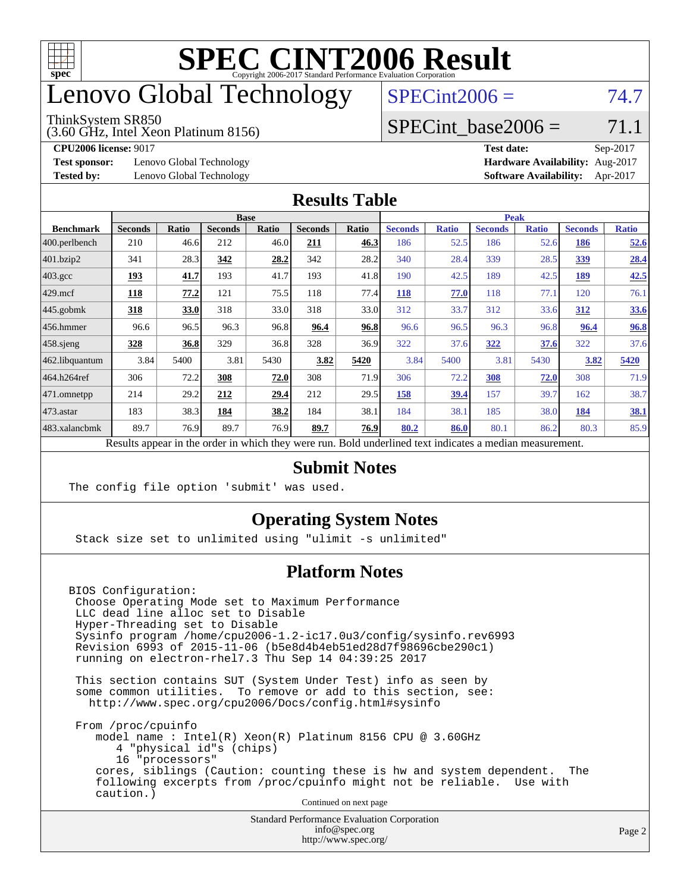# SPEC CINT2006 Result

Copyright 2006-2017 Standard Performance Evaluation Corporation

# Lenovo Global Technology

ThinkSystem SR850
(3.60 GHz, Intel Xeon Platinum 8156)

SPECint2006 = 74.7

SPECint_base2006 = 71.1

**CPU2006 license:** 9017
**Test sponsor:** Lenovo Global Technology
**Tested by:** Lenovo Global Technology

**Test date:** Sep-2017
**Hardware Availability:** Aug-2017
**Software Availability:** Apr-2017

## Results Table

| Benchmark | Base | | | | | | Peak | | | | | |
|---|---|---|---|---|---|---|---|---|---|---|---|---|
| | Seconds | Ratio | Seconds | Ratio | Seconds | Ratio | Seconds | Ratio | Seconds | Ratio | Seconds | Ratio |
| 400.perlbench | 210 | 46.6 | 212 | 46.0 | **211** | **46.3** | 186 | 52.5 | 186 | 52.6 | **186** | **52.6** |
| 401.bzip2 | 341 | 28.3 | **342** | **28.2** | 342 | 28.2 | 340 | 28.4 | 339 | 28.5 | **339** | **28.4** |
| 403.gcc | **193** | **41.7** | 193 | 41.7 | 193 | 41.8 | 190 | 42.5 | 189 | 42.5 | **189** | **42.5** |
| 429.mcf | **118** | **77.2** | 121 | 75.5 | 118 | 77.4 | **118** | **77.0** | 118 | 77.1 | 120 | 76.1 |
| 445.gobmk | **318** | **33.0** | 318 | 33.0 | 318 | 33.0 | 312 | 33.7 | 312 | 33.6 | **312** | **33.6** |
| 456.hmmer | 96.6 | 96.5 | 96.3 | 96.8 | **96.4** | **96.8** | 96.6 | 96.5 | 96.3 | 96.8 | **96.4** | **96.8** |
| 458.sjeng | **328** | **36.8** | 329 | 36.8 | 328 | 36.9 | 322 | 37.6 | **322** | **37.6** | 322 | 37.6 |
| 462.libquantum | 3.84 | 5400 | 3.81 | 5430 | **3.82** | **5420** | 3.84 | 5400 | 3.81 | 5430 | **3.82** | **5420** |
| 464.h264ref | 306 | 72.2 | **308** | **72.0** | 308 | 71.9 | 306 | 72.2 | **308** | **72.0** | 308 | 71.9 |
| 471.omnetpp | 214 | 29.2 | **212** | **29.4** | 212 | 29.5 | **158** | **39.4** | 157 | 39.7 | 162 | 38.7 |
| 473.astar | 183 | 38.3 | **184** | **38.2** | 184 | 38.1 | 184 | 38.1 | 185 | 38.0 | **184** | **38.1** |
| 483.xalancbmk | 89.7 | 76.9 | 89.7 | 76.9 | **89.7** | **76.9** | **80.2** | **86.0** | 80.1 | 86.2 | 80.3 | 85.9 |

Results appear in the order in which they were run. Bold underlined text indicates a median measurement.

## Submit Notes

```
The config file option 'submit' was used.
```

## Operating System Notes

```
Stack size set to unlimited using "ulimit -s unlimited"
```

## Platform Notes

```
BIOS Configuration:
 Choose Operating Mode set to Maximum Performance
 LLC dead line alloc set to Disable
 Hyper-Threading set to Disable
 Sysinfo program /home/cpu2006-1.2-ic17.0u3/config/sysinfo.rev6993
 Revision 6993 of 2015-11-06 (b5e8d4b4eb51ed28d7f98696cbe290c1)
 running on electron-rhel7.3 Thu Sep 14 04:39:25 2017

 This section contains SUT (System Under Test) info as seen by
 some common utilities.  To remove or add to this section, see:
   http://www.spec.org/cpu2006/Docs/config.html#sysinfo

 From /proc/cpuinfo
    model name : Intel(R) Xeon(R) Platinum 8156 CPU @ 3.60GHz
       4 "physical id"s (chips)
       16 "processors"
    cores, siblings (Caution: counting these is hw and system dependent.  The
    following excerpts from /proc/cpuinfo might not be reliable.  Use with
    caution.)
```

Continued on next page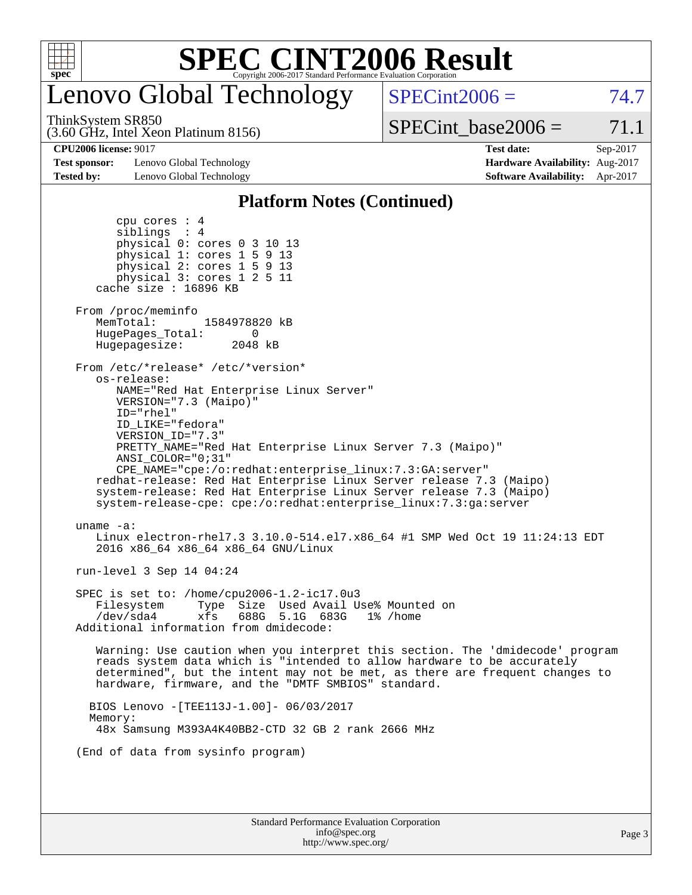# Lenovo Global Technology

ThinkSystem SR850
(3.60 GHz, Intel Xeon Platinum 8156)

SPECint2006 = 74.7

SPECint_base2006 = 71.1

**CPU2006 license:** 9017
**Test sponsor:** Lenovo Global Technology
**Tested by:** Lenovo Global Technology

**Test date:** Sep-2017
**Hardware Availability:** Aug-2017
**Software Availability:** Apr-2017

## Platform Notes (Continued)

```
        cpu cores : 4
        siblings  : 4
        physical 0: cores 0 3 10 13
        physical 1: cores 1 5 9 13
        physical 2: cores 1 5 9 13
        physical 3: cores 1 2 5 11
     cache size : 16896 KB

  From /proc/meminfo
     MemTotal:       1584978820 kB
     HugePages_Total:       0
     Hugepagesize:       2048 kB

  From /etc/*release* /etc/*version*
     os-release:
        NAME="Red Hat Enterprise Linux Server"
        VERSION="7.3 (Maipo)"
        ID="rhel"
        ID_LIKE="fedora"
        VERSION_ID="7.3"
        PRETTY_NAME="Red Hat Enterprise Linux Server 7.3 (Maipo)"
        ANSI_COLOR="0;31"
        CPE_NAME="cpe:/o:redhat:enterprise_linux:7.3:GA:server"
     redhat-release: Red Hat Enterprise Linux Server release 7.3 (Maipo)
     system-release: Red Hat Enterprise Linux Server release 7.3 (Maipo)
     system-release-cpe: cpe:/o:redhat:enterprise_linux:7.3:ga:server

  uname -a:
     Linux electron-rhel7.3 3.10.0-514.el7.x86_64 #1 SMP Wed Oct 19 11:24:13 EDT
     2016 x86_64 x86_64 x86_64 GNU/Linux

  run-level 3 Sep 14 04:24

  SPEC is set to: /home/cpu2006-1.2-ic17.0u3
     Filesystem     Type  Size  Used Avail Use% Mounted on
     /dev/sda4      xfs   688G  5.1G  683G   1% /home
  Additional information from dmidecode:

     Warning: Use caution when you interpret this section. The 'dmidecode' program
     reads system data which is "intended to allow hardware to be accurately
     determined", but the intent may not be met, as there are frequent changes to
     hardware, firmware, and the "DMTF SMBIOS" standard.

    BIOS Lenovo -[TEE113J-1.00]- 06/03/2017
    Memory:
     48x Samsung M393A4K40BB2-CTD 32 GB 2 rank 2666 MHz

  (End of data from sysinfo program)
```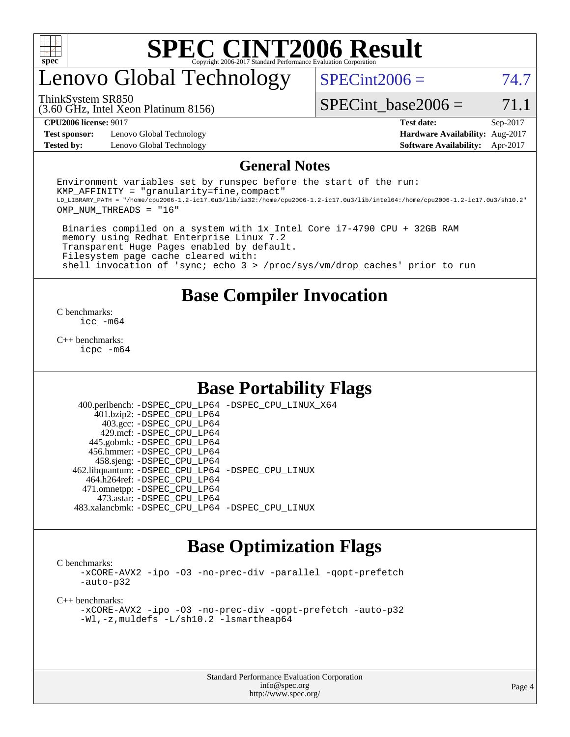# Lenovo Global Technology

SPECint2006 = 74.7

ThinkSystem SR850
(3.60 GHz, Intel Xeon Platinum 8156)

SPECint_base2006 = 71.1

**CPU2006 license:** 9017
**Test sponsor:** Lenovo Global Technology
**Tested by:** Lenovo Global Technology

**Test date:** Sep-2017
**Hardware Availability:** Aug-2017
**Software Availability:** Apr-2017

## General Notes

```
Environment variables set by runspec before the start of the run:
KMP_AFFINITY = "granularity=fine,compact"
LD_LIBRARY_PATH = "/home/cpu2006-1.2-ic17.0u3/lib/ia32:/home/cpu2006-1.2-ic17.0u3/lib/intel64:/home/cpu2006-1.2-ic17.0u3/sh10.2"
OMP_NUM_THREADS = "16"

 Binaries compiled on a system with 1x Intel Core i7-4790 CPU + 32GB RAM
 memory using Redhat Enterprise Linux 7.2
 Transparent Huge Pages enabled by default.
 Filesystem page cache cleared with:
 shell invocation of 'sync; echo 3 > /proc/sys/vm/drop_caches' prior to run
```

## Base Compiler Invocation

C benchmarks:
icc -m64

C++ benchmarks:
icpc -m64

## Base Portability Flags

400.perlbench: -DSPEC_CPU_LP64 -DSPEC_CPU_LINUX_X64
401.bzip2: -DSPEC_CPU_LP64
403.gcc: -DSPEC_CPU_LP64
429.mcf: -DSPEC_CPU_LP64
445.gobmk: -DSPEC_CPU_LP64
456.hmmer: -DSPEC_CPU_LP64
458.sjeng: -DSPEC_CPU_LP64
462.libquantum: -DSPEC_CPU_LP64 -DSPEC_CPU_LINUX
464.h264ref: -DSPEC_CPU_LP64
471.omnetpp: -DSPEC_CPU_LP64
473.astar: -DSPEC_CPU_LP64
483.xalancbmk: -DSPEC_CPU_LP64 -DSPEC_CPU_LINUX

## Base Optimization Flags

C benchmarks:
-xCORE-AVX2 -ipo -O3 -no-prec-div -parallel -qopt-prefetch
-auto-p32

C++ benchmarks:
-xCORE-AVX2 -ipo -O3 -no-prec-div -qopt-prefetch -auto-p32
-Wl,-z,muldefs -L/sh10.2 -lsmartheap64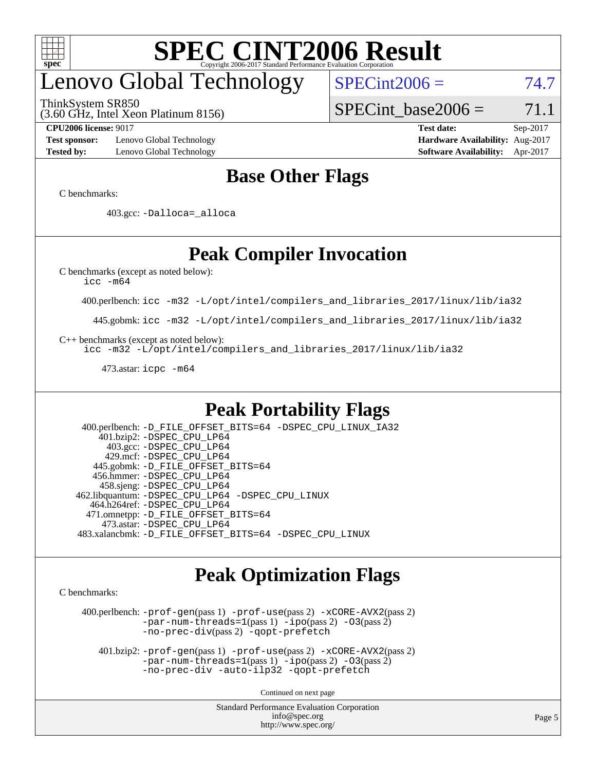# Lenovo Global Technology

ThinkSystem SR850
(3.60 GHz, Intel Xeon Platinum 8156)

SPECint2006 = 74.7

SPECint_base2006 = 71.1

**CPU2006 license:** 9017
**Test sponsor:** Lenovo Global Technology
**Tested by:** Lenovo Global Technology

**Test date:** Sep-2017
**Hardware Availability:** Aug-2017
**Software Availability:** Apr-2017

## Base Other Flags

C benchmarks:

403.gcc: -Dalloca=_alloca

## Peak Compiler Invocation

C benchmarks (except as noted below):
icc -m64

400.perlbench: icc -m32 -L/opt/intel/compilers_and_libraries_2017/linux/lib/ia32

445.gobmk: icc -m32 -L/opt/intel/compilers_and_libraries_2017/linux/lib/ia32

C++ benchmarks (except as noted below):
icc -m32 -L/opt/intel/compilers_and_libraries_2017/linux/lib/ia32

473.astar: icpc -m64

## Peak Portability Flags

400.perlbench: -D_FILE_OFFSET_BITS=64 -DSPEC_CPU_LINUX_IA32
401.bzip2: -DSPEC_CPU_LP64
403.gcc: -DSPEC_CPU_LP64
429.mcf: -DSPEC_CPU_LP64
445.gobmk: -D_FILE_OFFSET_BITS=64
456.hmmer: -DSPEC_CPU_LP64
458.sjeng: -DSPEC_CPU_LP64
462.libquantum: -DSPEC_CPU_LP64 -DSPEC_CPU_LINUX
464.h264ref: -DSPEC_CPU_LP64
471.omnetpp: -D_FILE_OFFSET_BITS=64
473.astar: -DSPEC_CPU_LP64
483.xalancbmk: -D_FILE_OFFSET_BITS=64 -DSPEC_CPU_LINUX

## Peak Optimization Flags

C benchmarks:

400.perlbench: -prof-gen(pass 1) -prof-use(pass 2) -xCORE-AVX2(pass 2) -par-num-threads=1(pass 1) -ipo(pass 2) -O3(pass 2) -no-prec-div(pass 2) -qopt-prefetch

401.bzip2: -prof-gen(pass 1) -prof-use(pass 2) -xCORE-AVX2(pass 2) -par-num-threads=1(pass 1) -ipo(pass 2) -O3(pass 2) -no-prec-div -auto-ilp32 -qopt-prefetch

Continued on next page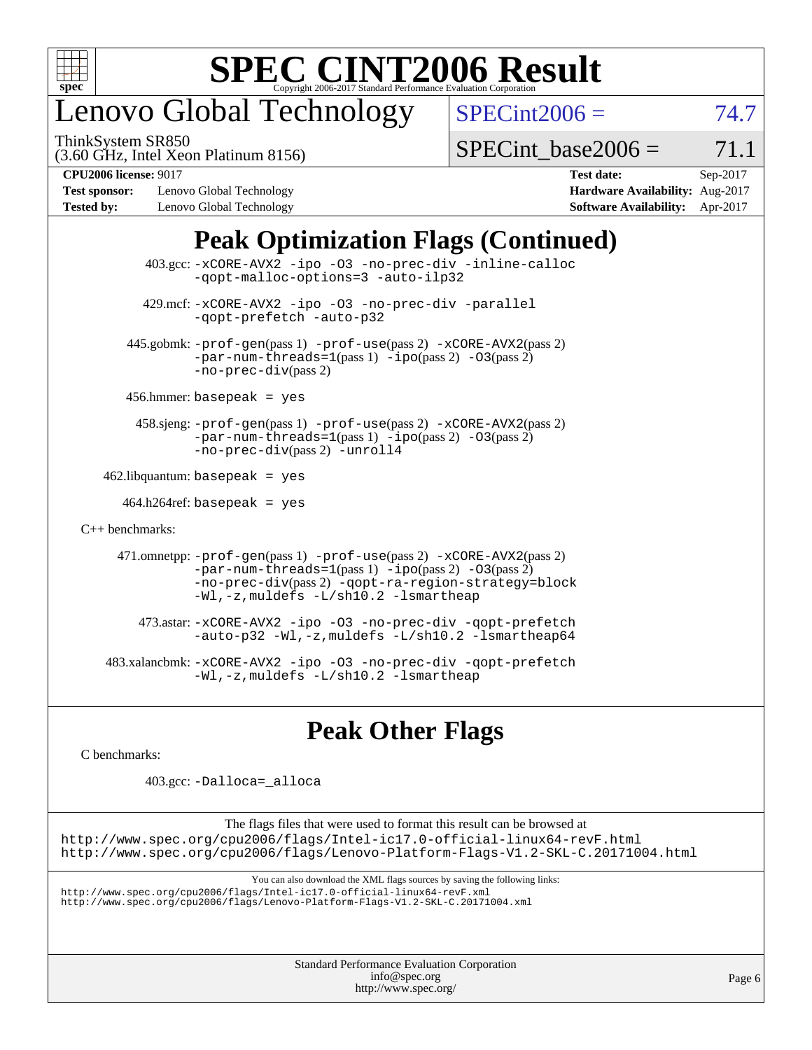# SPEC CINT2006 Result

Copyright 2006-2017 Standard Performance Evaluation Corporation

## Lenovo Global Technology

ThinkSystem SR850
(3.60 GHz, Intel Xeon Platinum 8156)

SPECint2006 = 74.7

SPECint_base2006 = 71.1

**CPU2006 license:** 9017
**Test sponsor:** Lenovo Global Technology
**Tested by:** Lenovo Global Technology

**Test date:** Sep-2017
**Hardware Availability:** Aug-2017
**Software Availability:** Apr-2017

## Peak Optimization Flags (Continued)

403.gcc: -xCORE-AVX2 -ipo -O3 -no-prec-div -inline-calloc -qopt-malloc-options=3 -auto-ilp32

429.mcf: -xCORE-AVX2 -ipo -O3 -no-prec-div -parallel -qopt-prefetch -auto-p32

445.gobmk: -prof-gen(pass 1) -prof-use(pass 2) -xCORE-AVX2(pass 2) -par-num-threads=1(pass 1) -ipo(pass 2) -O3(pass 2) -no-prec-div(pass 2)

456.hmmer: basepeak = yes

458.sjeng: -prof-gen(pass 1) -prof-use(pass 2) -xCORE-AVX2(pass 2) -par-num-threads=1(pass 1) -ipo(pass 2) -O3(pass 2) -no-prec-div(pass 2) -unroll4

462.libquantum: basepeak = yes

464.h264ref: basepeak = yes

C++ benchmarks:

471.omnetpp: -prof-gen(pass 1) -prof-use(pass 2) -xCORE-AVX2(pass 2) -par-num-threads=1(pass 1) -ipo(pass 2) -O3(pass 2) -no-prec-div(pass 2) -qopt-ra-region-strategy=block -Wl,-z,muldefs -L/sh10.2 -lsmartheap

473.astar: -xCORE-AVX2 -ipo -O3 -no-prec-div -qopt-prefetch -auto-p32 -Wl,-z,muldefs -L/sh10.2 -lsmartheap64

483.xalancbmk: -xCORE-AVX2 -ipo -O3 -no-prec-div -qopt-prefetch -Wl,-z,muldefs -L/sh10.2 -lsmartheap

## Peak Other Flags

C benchmarks:

403.gcc: -Dalloca=_alloca

The flags files that were used to format this result can be browsed at
http://www.spec.org/cpu2006/flags/Intel-ic17.0-official-linux64-revF.html
http://www.spec.org/cpu2006/flags/Lenovo-Platform-Flags-V1.2-SKL-C.20171004.html

You can also download the XML flags sources by saving the following links:
http://www.spec.org/cpu2006/flags/Intel-ic17.0-official-linux64-revF.xml
http://www.spec.org/cpu2006/flags/Lenovo-Platform-Flags-V1.2-SKL-C.20171004.xml

Standard Performance Evaluation Corporation
info@spec.org
http://www.spec.org/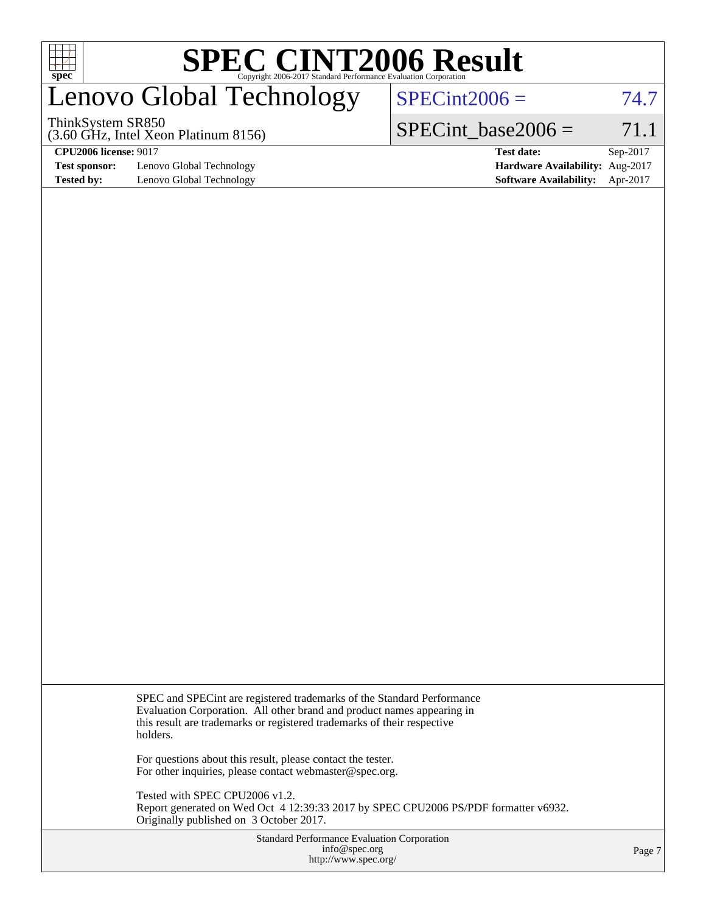SPEC and SPECint are registered trademarks of the Standard Performance Evaluation Corporation. All other brand and product names appearing in this result are trademarks or registered trademarks of their respective holders.

For questions about this result, please contact the tester.
For other inquiries, please contact webmaster@spec.org.

Tested with SPEC CPU2006 v1.2.
Report generated on Wed Oct 4 12:39:33 2017 by SPEC CPU2006 PS/PDF formatter v6932.
Originally published on 3 October 2017.